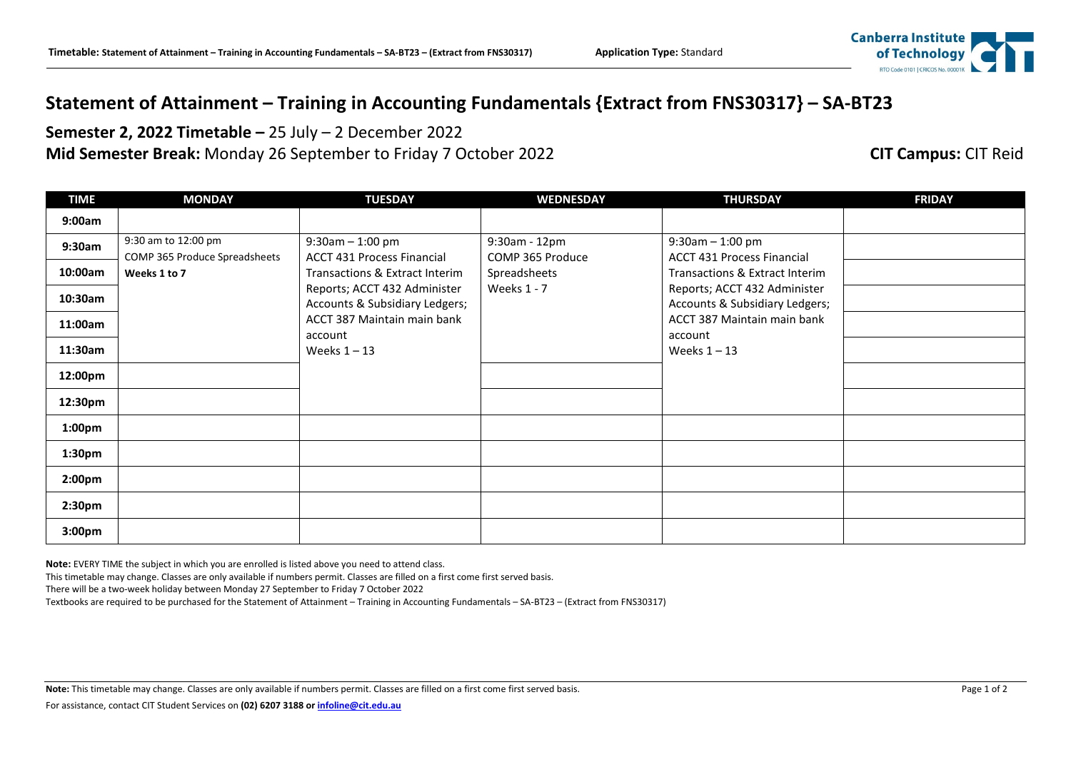# Statement of Attainment – Training in Accounting Fundamentals {Extract from FNS30317} – SA-BT23

**Semester 2, 2022 Timetable –** 25 July – 2 December 2022

**Mid Semester Break:** Monday 26 September to Friday 7 October 2022

**CIT Campus:** CIT Reid

| TIME | MONDAY | TUESDAY | WEDNESDAY | THURSDAY | FRIDAY |
|---|---|---|---|---|---|
| 9:00am | | | | | |
| 9:30am | 9:30 am to 12:00 pm COMP 365 Produce Spreadsheets **Weeks 1 to 7** | 9:30am – 1:00 pm ACCT 431 Process Financial Transactions & Extract Interim Reports; ACCT 432 Administer Accounts & Subsidiary Ledgers; ACCT 387 Maintain main bank account Weeks 1 – 13 | 9:30am - 12pm COMP 365 Produce Spreadsheets Weeks 1 - 7 | 9:30am – 1:00 pm ACCT 431 Process Financial Transactions & Extract Interim Reports; ACCT 432 Administer Accounts & Subsidiary Ledgers; ACCT 387 Maintain main bank account Weeks 1 – 13 | |
| 10:00am | | | | | |
| 10:30am | | | | | |
| 11:00am | | | | | |
| 11:30am | | | | | |
| 12:00pm | | | | | |
| 12:30pm | | | | | |
| 1:00pm | | | | | |
| 1:30pm | | | | | |
| 2:00pm | | | | | |
| 2:30pm | | | | | |
| 3:00pm | | | | | |

**Note:** EVERY TIME the subject in which you are enrolled is listed above you need to attend class.

This timetable may change. Classes are only available if numbers permit. Classes are filled on a first come first served basis.

There will be a two-week holiday between Monday 27 September to Friday 7 October 2022

Textbooks are required to be purchased for the Statement of Attainment – Training in Accounting Fundamentals – SA-BT23 – (Extract from FNS30317)

**Note:** This timetable may change. Classes are only available if numbers permit. Classes are filled on a first come first served basis.

For assistance, contact CIT Student Services on **(02) 6207 3188 or infoline@cit.edu.au**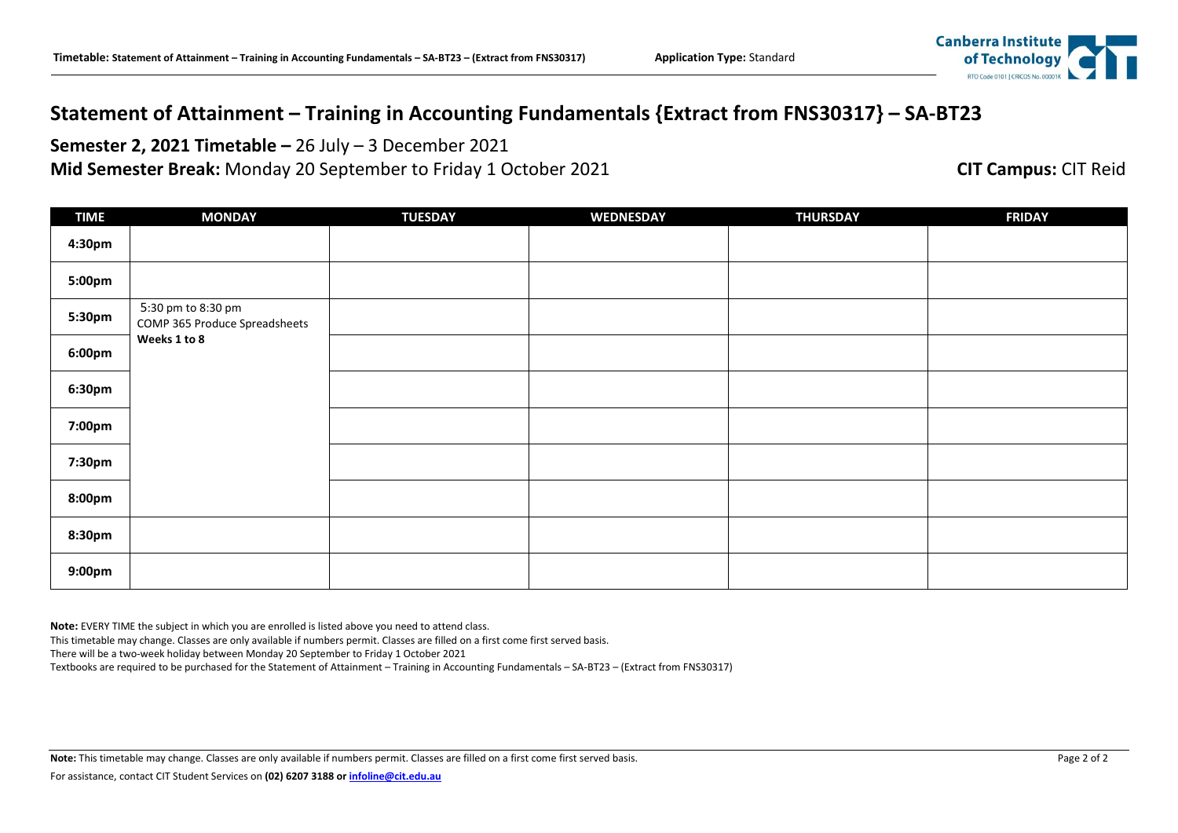# Statement of Attainment – Training in Accounting Fundamentals {Extract from FNS30317} – SA-BT23

**Semester 2, 2021 Timetable –** 26 July – 3 December 2021

**Mid Semester Break:** Monday 20 September to Friday 1 October 2021

**CIT Campus:** CIT Reid

| TIME | MONDAY | TUESDAY | WEDNESDAY | THURSDAY | FRIDAY |
|---|---|---|---|---|---|
| **4:30pm** | | | | | |
| **5:00pm** | | | | | |
| **5:30pm** | 5:30 pm to 8:30 pm COMP 365 Produce Spreadsheets **Weeks 1 to 8** | | | | |
| **6:00pm** | | | | | |
| **6:30pm** | | | | | |
| **7:00pm** | | | | | |
| **7:30pm** | | | | | |
| **8:00pm** | | | | | |
| **8:30pm** | | | | | |
| **9:00pm** | | | | | |

**Note:** EVERY TIME the subject in which you are enrolled is listed above you need to attend class.

This timetable may change. Classes are only available if numbers permit. Classes are filled on a first come first served basis.

There will be a two-week holiday between Monday 20 September to Friday 1 October 2021

Textbooks are required to be purchased for the Statement of Attainment – Training in Accounting Fundamentals – SA-BT23 – (Extract from FNS30317)